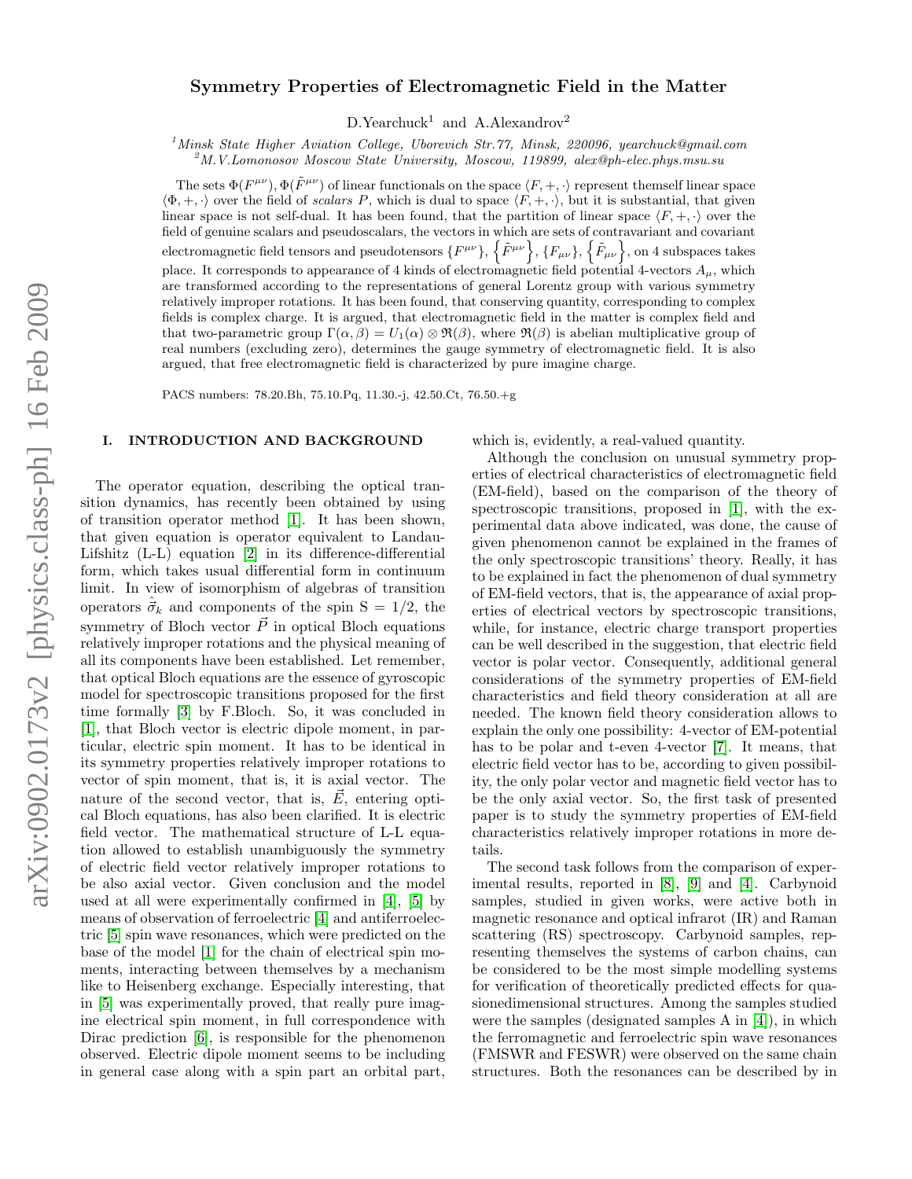# Symmetry Properties of Electromagnetic Field in the Matter

D.Yearchuck[1] and A.Alexandrov[2]

[1] *Minsk State Higher Aviation College, Uborevich Str.77, Minsk, 220096, yearchuck@gmail.com*
[2] *M.V.Lomonosov Moscow State University, Moscow, 119899, alex@ph-elec.phys.msu.su*

The sets $\Phi(F^{\mu\nu}), \Phi(\tilde{F}^{\mu\nu})$ of linear functionals on the space $\langle F, +, \cdot\rangle$ represent themself linear space $\langle \Phi, +, \cdot\rangle$ over the field of *scalars* $P$, which is dual to space $\langle F, +, \cdot\rangle$, but it is substantial, that given linear space is not self-dual. It has been found, that the partition of linear space $\langle F, +, \cdot\rangle$ over the field of genuine scalars and pseudoscalars, the vectors in which are sets of contravariant and covariant electromagnetic field tensors and pseudotensors $\{F^{\mu\nu}\}$, $\left\{\tilde{F}^{\mu\nu}\right\}$, $\{F_{\mu\nu}\}$, $\left\{\tilde{F}_{\mu\nu}\right\}$, on 4 subspaces takes place. It corresponds to appearance of 4 kinds of electromagnetic field potential 4-vectors $A_{\mu}$, which are transformed according to the representations of general Lorentz group with various symmetry relatively improper rotations. It has been found, that conserving quantity, corresponding to complex fields is complex charge. It is argued, that electromagnetic field in the matter is complex field and that two-parametric group $\Gamma(\alpha, \beta) = U_1(\alpha) \otimes \Re(\beta)$, where $\Re(\beta)$ is abelian multiplicative group of real numbers (excluding zero), determines the gauge symmetry of electromagnetic field. It is also argued, that free electromagnetic field is characterized by pure imagine charge.

PACS numbers: 78.20.Bh, 75.10.Pq, 11.30.-j, 42.50.Ct, 76.50.+g

## I. INTRODUCTION AND BACKGROUND

The operator equation, describing the optical transition dynamics, has recently been obtained by using of transition operator method [1]. It has been shown, that given equation is operator equivalent to Landau-Lifshitz (L-L) equation [2] in its difference-differential form, which takes usual differential form in continuum limit. In view of isomorphism of algebras of transition operators $\hat{\tilde{\sigma}}_k$ and components of the spin S = 1/2, the symmetry of Bloch vector $\vec{P}$ in optical Bloch equations relatively improper rotations and the physical meaning of all its components have been established. Let remember, that optical Bloch equations are the essence of gyroscopic model for spectroscopic transitions proposed for the first time formally [3] by F.Bloch. So, it was concluded in [1], that Bloch vector is electric dipole moment, in particular, electric spin moment. It has to be identical in its symmetry properties relatively improper rotations to vector of spin moment, that is, it is axial vector. The nature of the second vector, that is, $\vec{E}$, entering optical Bloch equations, has also been clarified. It is electric field vector. The mathematical structure of L-L equation allowed to establish unambiguously the symmetry of electric field vector relatively improper rotations to be also axial vector. Given conclusion and the model used at all were experimentally confirmed in [4], [5] by means of observation of ferroelectric [4] and antiferroelectric [5] spin wave resonances, which were predicted on the base of the model [1] for the chain of electrical spin moments, interacting between themselves by a mechanism like to Heisenberg exchange. Especially interesting, that in [5] was experimentally proved, that really pure imagine electrical spin moment, in full correspondence with Dirac prediction [6], is responsible for the phenomenon observed. Electric dipole moment seems to be including in general case along with a spin part an orbital part, which is, evidently, a real-valued quantity.

Although the conclusion on unusual symmetry properties of electrical characteristics of electromagnetic field (EM-field), based on the comparison of the theory of spectroscopic transitions, proposed in [1], with the experimental data above indicated, was done, the cause of given phenomenon cannot be explained in the frames of the only spectroscopic transitions' theory. Really, it has to be explained in fact the phenomenon of dual symmetry of EM-field vectors, that is, the appearance of axial properties of electrical vectors by spectroscopic transitions, while, for instance, electric charge transport properties can be well described in the suggestion, that electric field vector is polar vector. Consequently, additional general considerations of the symmetry properties of EM-field characteristics and field theory consideration at all are needed. The known field theory consideration allows to explain the only one possibility: 4-vector of EM-potential has to be polar and t-even 4-vector [7]. It means, that electric field vector has to be, according to given possibility, the only polar vector and magnetic field vector has to be the only axial vector. So, the first task of presented paper is to study the symmetry properties of EM-field characteristics relatively improper rotations in more details.

The second task follows from the comparison of experimental results, reported in [8], [9] and [4]. Carbynoid samples, studied in given works, were active both in magnetic resonance and optical infrarot (IR) and Raman scattering (RS) spectroscopy. Carbynoid samples, representing themselves the systems of carbon chains, can be considered to be the most simple modelling systems for verification of theoretically predicted effects for quasionedimensional structures. Among the samples studied were the samples (designated samples A in [4]), in which the ferromagnetic and ferroelectric spin wave resonances (FMSWR and FESWR) were observed on the same chain structures. Both the resonances can be described by in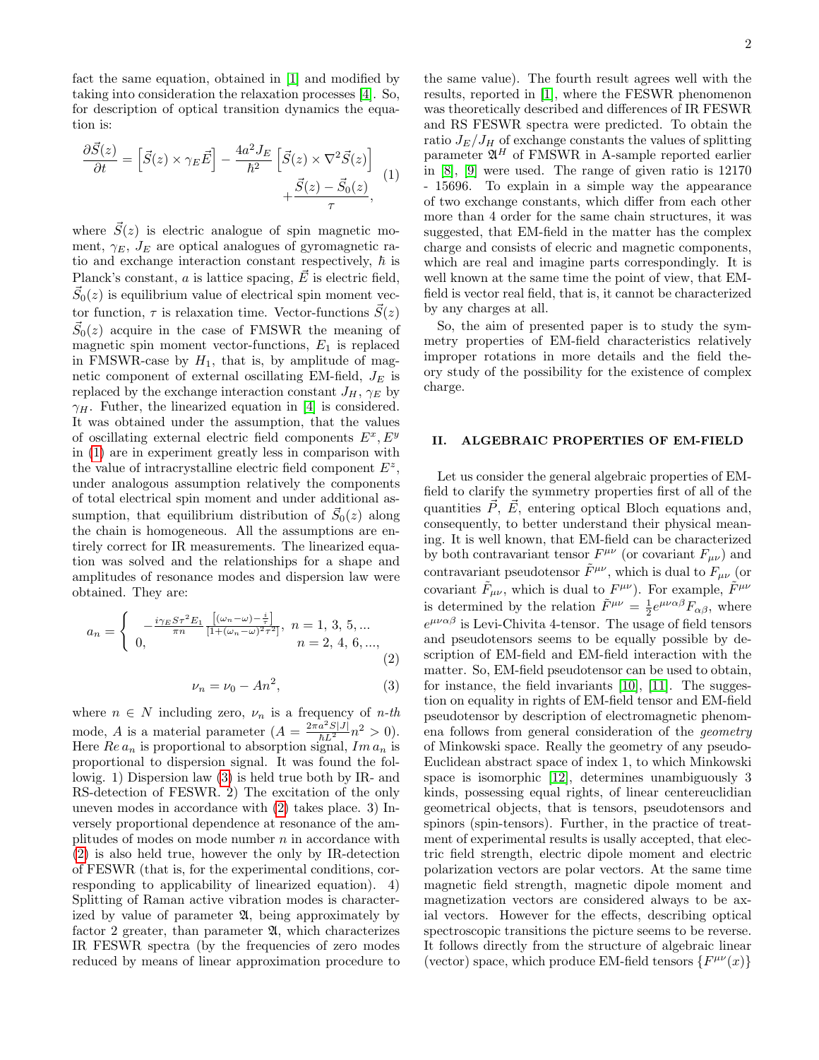fact the same equation, obtained in [1] and modified by taking into consideration the relaxation processes [4]. So, for description of optical transition dynamics the equation is:

$$\frac{\partial \vec{S}(z)}{\partial t} = \left[\vec{S}(z) \times \gamma_E \vec{E}\right] - \frac{4a^2 J_E}{\hbar^2}\left[\vec{S}(z) \times \nabla^2 \vec{S}(z)\right] + \frac{\vec{S}(z) - \vec{S}_0(z)}{\tau}, \quad (1)$$

where $\vec{S}(z)$ is electric analogue of spin magnetic moment, $\gamma_E$, $J_E$ are optical analogues of gyromagnetic ratio and exchange interaction constant respectively, $\hbar$ is Planck's constant, $a$ is lattice spacing, $\vec{E}$ is electric field, $\vec{S}_0(z)$ is equilibrium value of electrical spin moment vector function, $\tau$ is relaxation time. Vector-functions $\vec{S}(z)$ $\vec{S}_0(z)$ acquire in the case of FMSWR the meaning of magnetic spin moment vector-functions, $E_1$ is replaced in FMSWR-case by $H_1$, that is, by amplitude of magnetic component of external oscillating EM-field, $J_E$ is replaced by the exchange interaction constant $J_H$, $\gamma_E$ by $\gamma_H$. Futher, the linearized equation in [4] is considered. It was obtained under the assumption, that the values of oscillating external electric field components $E^x, E^y$ in (1) are in experiment greatly less in comparison with the value of intracrystalline electric field component $E^z$, under analogous assumption relatively the components of total electrical spin moment and under additional assumption, that equilibrium distribution of $\vec{S}_0(z)$ along the chain is homogeneous. All the assumptions are entirely correct for IR measurements. The linearized equation was solved and the relationships for a shape and amplitudes of resonance modes and dispersion law were obtained. They are:

$$a_n = \begin{cases} -\frac{i\gamma_E S \tau^2 E_1}{\pi n} \frac{\left[(\omega_n - \omega) - \frac{i}{\tau}\right]}{\left[1 + (\omega_n - \omega)^2 \tau^2\right]}, & n = 1, 3, 5, ... \\ 0, & n = 2, 4, 6, ..., \end{cases} \quad (2)$$

$$\nu_n = \nu_0 - A n^2, \quad (3)$$

where $n \in N$ including zero, $\nu_n$ is a frequency of $n$-$th$ mode, $A$ is a material parameter ($A = \frac{2\pi a^2 S|J|}{\hbar L^2} n^2 > 0$). Here $Re\, a_n$ is proportional to absorption signal, $Im\, a_n$ is proportional to dispersion signal. It was found the follwig. 1) Dispersion law (3) is held true both by IR- and RS-detection of FESWR. 2) The excitation of the only uneven modes in accordance with (2) takes place. 3) Inversely proportional dependence at resonance of the amplitudes of modes on mode number $n$ in accordance with (2) is also held true, however the only by IR-detection of FESWR (that is, for the experimental conditions, corresponding to applicability of linearized equation). 4) Splitting of Raman active vibration modes is characterized by value of parameter $\mathfrak{A}$, being approximately by factor 2 greater, than parameter $\mathfrak{A}$, which characterizes IR FESWR spectra (by the frequencies of zero modes reduced by means of linear approximation procedure to the same value). The fourth result agrees well with the results, reported in [1], where the FESWR phenomenon was theoretically described and differences of IR FESWR and RS FESWR spectra were predicted. To obtain the ratio $J_E/J_H$ of exchange constants the values of splitting parameter $\mathfrak{A}^H$ of FMSWR in A-sample reported earlier in [8], [9] were used. The range of given ratio is 12170 - 15696. To explain in a simple way the appearance of two exchange constants, which differ from each other more than 4 order for the same chain structures, it was suggested, that EM-field in the matter has the complex charge and consists of elecric and magnetic components, which are real and imagine parts correspondingly. It is well known at the same time the point of view, that EM-field is vector real field, that is, it cannot be characterized by any charges at all.

So, the aim of presented paper is to study the symmetry properties of EM-field characteristics relatively improper rotations in more details and the field theory study of the possibility for the existence of complex charge.

## II. ALGEBRAIC PROPERTIES OF EM-FIELD

Let us consider the general algebraic properties of EM-field to clarify the symmetry properties first of all of the quantities $\vec{P}$, $\vec{E}$, entering optical Bloch equations and, consequently, to better understand their physical meaning. It is well known, that EM-field can be characterized by both contravariant tensor $F^{\mu\nu}$ (or covariant $F_{\mu\nu}$) and contravariant pseudotensor $\tilde{F}^{\mu\nu}$, which is dual to $F_{\mu\nu}$ (or covariant $\tilde{F}_{\mu\nu}$, which is dual to $F^{\mu\nu}$). For example, $\tilde{F}^{\mu\nu}$ is determined by the relation $\tilde{F}^{\mu\nu} = \frac{1}{2} e^{\mu\nu\alpha\beta} F_{\alpha\beta}$, where $e^{\mu\nu\alpha\beta}$ is Levi-Chivita 4-tensor. The usage of field tensors and pseudotensors seems to be equally possible by description of EM-field and EM-field interaction with the matter. So, EM-field pseudotensor can be used to obtain, for instance, the field invariants [10], [11]. The suggestion on equality in rigths of EM-field tensor and EM-field pseudotensor by description of electromagnetic phenomena follows from general consideration of the *geometry* of Minkowski space. Really the geometry of any pseudo-Euclidean abstract space of index 1, to which Minkowski space is isomorphic [12], determines unambigueously 3 kinds, possessing equal rights, of linear centereuclidian geometrical objects, that is tensors, pseudotensors and spinors (spin-tensors). Further, in the practice of treatment of experimental results is usally accepted, that electric field strength, electric dipole moment and electric polarization vectors are polar vectors. At the same time magnetic field strength, magnetic dipole moment and magnetization vectors are considered always to be axial vectors. However for the effects, describing optical spectroscopic transitions the picture seems to be reverse. It follows directly from the structure of algebraic linear (vector) space, which produce EM-field tensors $\{F^{\mu\nu}(x)\}$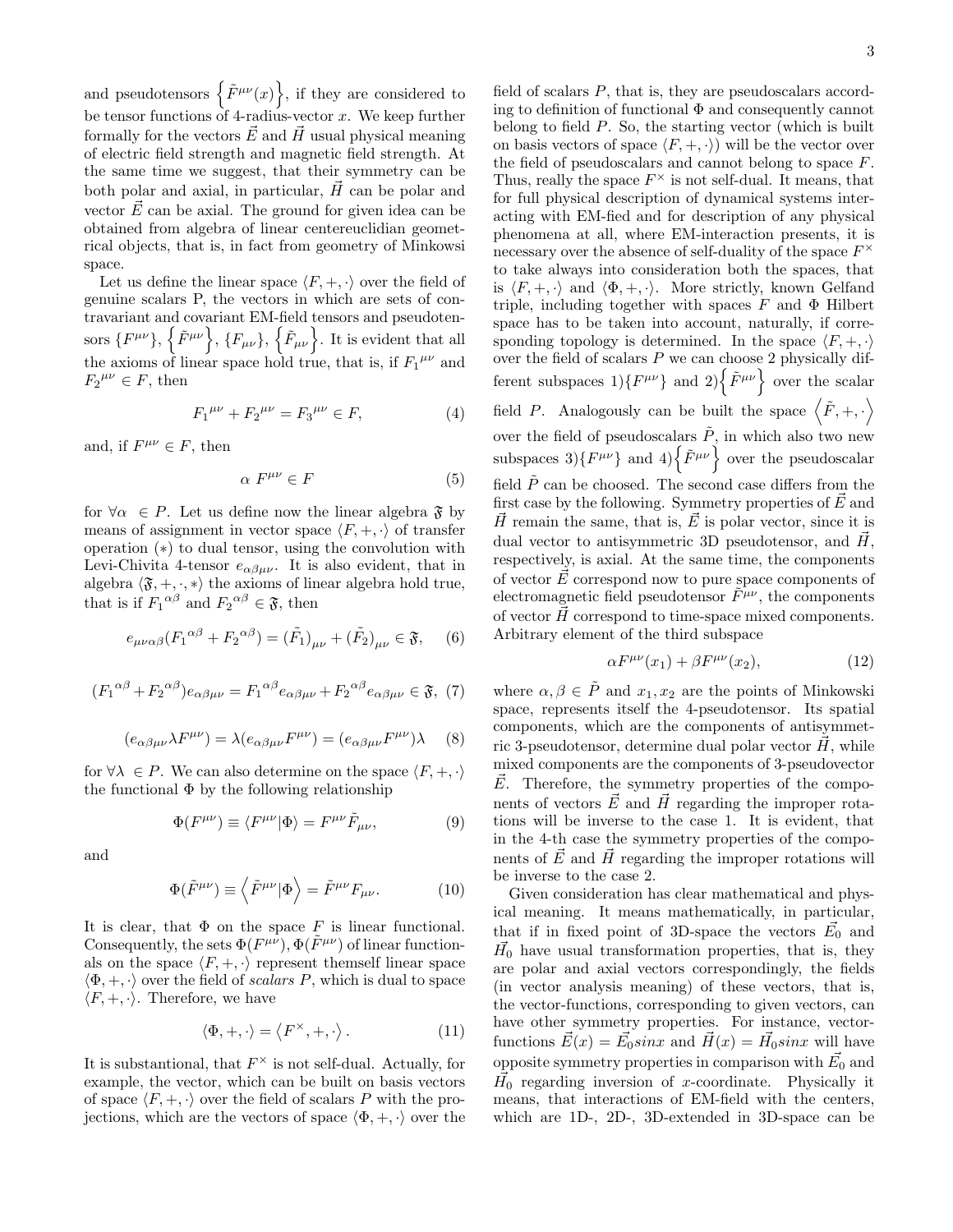and pseudotensors $\left\{\tilde{F}^{\mu\nu}(x)\right\}$, if they are considered to be tensor functions of 4-radius-vector $x$. We keep further formally for the vectors $\vec{E}$ and $\vec{H}$ usual physical meaning of electric field strength and magnetic field strength. At the same time we suggest, that their symmetry can be both polar and axial, in particular, $\vec{H}$ can be polar and vector $\vec{E}$ can be axial. The ground for given idea can be obtained from algebra of linear centereuclidian geometrical objects, that is, in fact from geometry of Minkowsi space.

Let us define the linear space $\langle F, +, \cdot \rangle$ over the field of genuine scalars P, the vectors in which are sets of contravariant and covariant EM-field tensors and pseudotensors $\{F^{\mu\nu}\}$, $\left\{\tilde{F}^{\mu\nu}\right\}$, $\{F_{\mu\nu}\}$, $\left\{\tilde{F}_{\mu\nu}\right\}$. It is evident that all the axioms of linear space hold true, that is, if ${F_1}^{\mu\nu}$ and ${F_2}^{\mu\nu} \in F$, then

$$ {F_1}^{\mu\nu} + {F_2}^{\mu\nu} = {F_3}^{\mu\nu} \in F, \tag{4} $$

and, if $F^{\mu\nu} \in F$, then

$$ \alpha \ F^{\mu\nu} \in F \tag{5} $$

for $\forall \alpha \ \in P$. Let us define now the linear algebra $\mathfrak{F}$ by means of assignment in vector space $\langle F, +, \cdot \rangle$ of transfer operation $(*)$ to dual tensor, using the convolution with Levi-Chivita 4-tensor $e_{\alpha\beta\mu\nu}$. It is also evident, that in algebra $\langle \mathfrak{F}, +, \cdot, * \rangle$ the axioms of linear algebra hold true, that is if ${F_1}^{\alpha\beta}$ and ${F_2}^{\alpha\beta} \in \mathfrak{F}$, then

$$ e_{\mu\nu\alpha\beta}({F_1}^{\alpha\beta} + {F_2}^{\alpha\beta}) = (\tilde{F_1})_{\mu\nu} + (\tilde{F_2})_{\mu\nu} \in \mathfrak{F}, \tag{6} $$

$$ ({F_1}^{\alpha\beta} + {F_2}^{\alpha\beta})e_{\alpha\beta\mu\nu} = {F_1}^{\alpha\beta} e_{\alpha\beta\mu\nu} + {F_2}^{\alpha\beta} e_{\alpha\beta\mu\nu} \in \mathfrak{F}, \tag{7} $$

$$ (e_{\alpha\beta\mu\nu}\lambda F^{\mu\nu}) = \lambda(e_{\alpha\beta\mu\nu}F^{\mu\nu}) = (e_{\alpha\beta\mu\nu}F^{\mu\nu})\lambda \tag{8} $$

for $\forall \lambda \ \in P$. We can also determine on the space $\langle F, +, \cdot \rangle$ the functional $\Phi$ by the following relationship

$$ \Phi(F^{\mu\nu}) \equiv \langle F^{\mu\nu} | \Phi \rangle = F^{\mu\nu}\tilde{F}_{\mu\nu}, \tag{9} $$

and

$$ \Phi(\tilde{F}^{\mu\nu}) \equiv \left\langle \tilde{F}^{\mu\nu} | \Phi \right\rangle = \tilde{F}^{\mu\nu}F_{\mu\nu}. \tag{10} $$

It is clear, that $\Phi$ on the space $F$ is linear functional. Consequently, the sets $\Phi(F^{\mu\nu}), \Phi(\tilde{F}^{\mu\nu})$ of linear functionals on the space $\langle F, +, \cdot \rangle$ represent themself linear space $\langle \Phi, +, \cdot \rangle$ over the field of *scalars* $P$, which is dual to space $\langle F, +, \cdot \rangle$. Therefore, we have

$$ \langle \Phi, +, \cdot \rangle = \left\langle F^{\times}, +, \cdot \right\rangle. \tag{11} $$

It is substantional, that $F^{\times}$ is not self-dual. Actually, for example, the vector, which can be built on basis vectors of space $\langle F, +, \cdot \rangle$ over the field of scalars P with the projections, which are the vectors of space $\langle \Phi, +, \cdot \rangle$ over the field of scalars $P$, that is, they are pseudoscalars according to definition of functional $\Phi$ and consequently cannot belong to field $P$. So, the starting vector (which is built on basis vectors of space $\langle F, +, \cdot \rangle$) will be the vector over the field of pseudoscalars and cannot belong to space $F$. Thus, really the space $F^{\times}$ is not self-dual. It means, that for full physical description of dynamical systems interacting with EM-fied and for description of any physical phenomena at all, where EM-interaction presents, it is necessary over the absence of self-duality of the space $F^{\times}$ to take always into consideration both the spaces, that is $\langle F, +, \cdot \rangle$ and $\langle \Phi, +, \cdot \rangle$. More strictly, known Gelfand triple, including together with spaces $F$ and $\Phi$ Hilbert space has to be taken into account, naturally, if corresponding topology is determined. In the space $\langle F, +, \cdot \rangle$ over the field of scalars $P$ we can choose 2 physically different subspaces 1)$\{F^{\mu\nu}\}$ and 2)$\left\{\tilde{F}^{\mu\nu}\right\}$ over the scalar field $P$. Analogously can be built the space $\left\langle \tilde{F}, +, \cdot \right\rangle$ over the field of pseudoscalars $\tilde{P}$, in which also two new subspaces 3)$\{F^{\mu\nu}\}$ and 4)$\left\{\tilde{F}^{\mu\nu}\right\}$ over the pseudoscalar field $\tilde{P}$ can be choosed. The second case differs from the first case by the following. Symmetry properties of $\vec{E}$ and $\vec{H}$ remain the same, that is, $\vec{E}$ is polar vector, since it is dual vector to antisymmetric 3D pseudotensor, and $\vec{H}$, respectively, is axial. At the same time, the components of vector $\vec{E}$ correspond now to pure space components of electromagnetic field pseudotensor $\tilde{F}^{\mu\nu}$, the components of vector $\vec{H}$ correspond to time-space mixed components. Arbitrary element of the third subspace

$$ \alpha F^{\mu\nu}(x_1) + \beta F^{\mu\nu}(x_2), \tag{12} $$

where $\alpha, \beta \in \tilde{P}$ and $x_1, x_2$ are the points of Minkowski space, represents itself the 4-pseudotensor. Its spatial components, which are the components of antisymmetric 3-pseudotensor, determine dual polar vector $\vec{H}$, while mixed components are the components of 3-pseudovector $\vec{E}$. Therefore, the symmetry properties of the components of vectors $\vec{E}$ and $\vec{H}$ regarding the improper rotations will be inverse to the case 1. It is evident, that in the 4-th case the symmetry properties of the components of $\vec{E}$ and $\vec{H}$ regarding the improper rotations will be inverse to the case 2.

Given consideration has clear mathematical and physical meaning. It means mathematically, in particular, that if in fixed point of 3D-space the vectors $\vec{E_0}$ and $\vec{H_0}$ have usual transformation properties, that is, they are polar and axial vectors correspondingly, the fields (in vector analysis meaning) of these vectors, that is, the vector-functions, corresponding to given vectors, can have other symmetry properties. For instance, vector-functions $\vec{E}(x) = \vec{E_0} sinx$ and $\vec{H}(x) = \vec{H_0} sinx$ will have opposite symmetry properties in comparison with $\vec{E_0}$ and $\vec{H_0}$ regarding inversion of $x$-coordinate. Physically it means, that interactions of EM-field with the centers, which are 1D-, 2D-, 3D-extended in 3D-space can be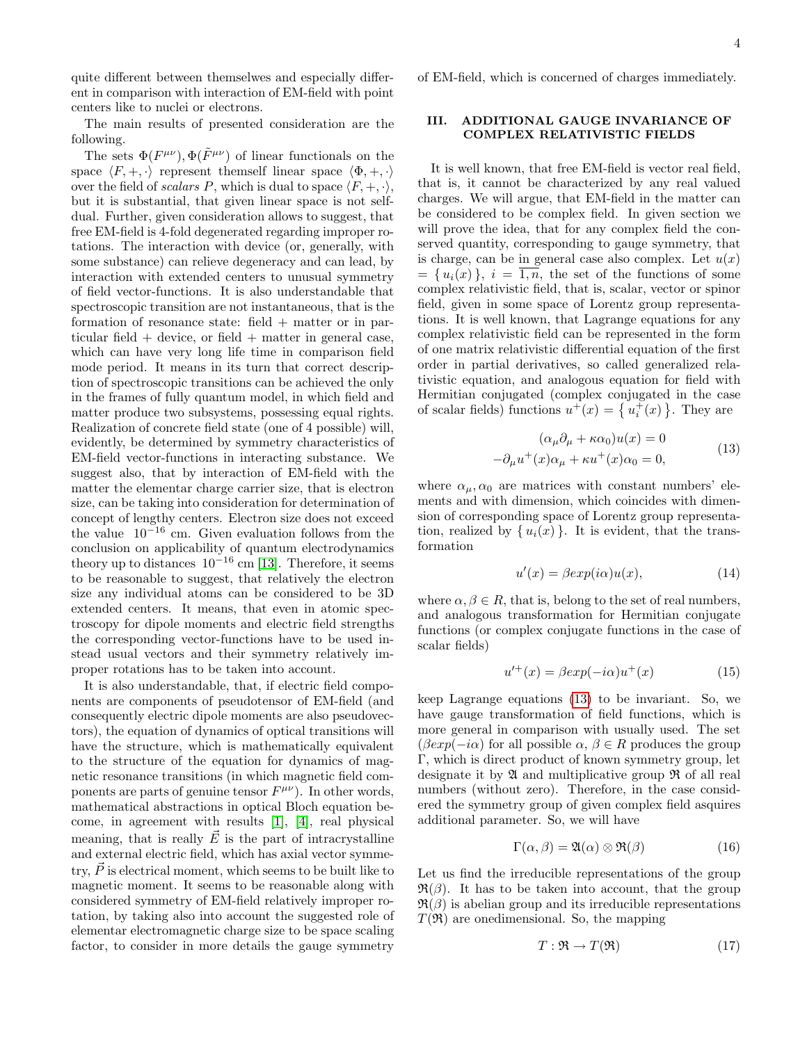quite different between themselwes and especially different in comparison with interaction of EM-field with point centers like to nuclei or electrons.

The main results of presented consideration are the following.

The sets $\Phi(F^{\mu\nu}), \Phi(\tilde{F}^{\mu\nu})$ of linear functionals on the space $\langle F, +, \cdot \rangle$ represent themself linear space $\langle \Phi, +, \cdot \rangle$ over the field of *scalars* $P$, which is dual to space $\langle F, +, \cdot \rangle$, but it is substantial, that given linear space is not selfdual. Further, given consideration allows to suggest, that free EM-field is 4-fold degenerated regarding improper rotations. The interaction with device (or, generally, with some substance) can relieve degeneracy and can lead, by interaction with extended centers to unusual symmetry of field vector-functions. It is also understandable that spectroscopic transition are not instantaneous, that is the formation of resonance state: field + matter or in particular field + device, or field + matter in general case, which can have very long life time in comparison field mode period. It means in its turn that correct description of spectroscopic transitions can be achieved the only in the frames of fully quantum model, in which field and matter produce two subsystems, possessing equal rights. Realization of concrete field state (one of 4 possible) will, evidently, be determined by symmetry characteristics of EM-field vector-functions in interacting substance. We suggest also, that by interaction of EM-field with the matter the elementar charge carrier size, that is electron size, can be taking into consideration for determination of concept of lengthy centers. Electron size does not exceed the value $10^{-16}$ cm. Given evaluation follows from the conclusion on applicability of quantum electrodynamics theory up to distances $10^{-16}$ cm [13]. Therefore, it seems to be reasonable to suggest, that relatively the electron size any individual atoms can be considered to be 3D extended centers. It means, that even in atomic spectroscopy for dipole moments and electric field strengths the corresponding vector-functions have to be used instead usual vectors and their symmetry relatively improper rotations has to be taken into account.

It is also understandable, that, if electric field components are components of pseudotensor of EM-field (and consequently electric dipole moments are also pseudovectors), the equation of dynamics of optical transitions will have the structure, which is mathematically equivalent to the structure of the equation for dynamics of magnetic resonance transitions (in which magnetic field components are parts of genuine tensor $F^{\mu\nu}$). In other words, mathematical abstractions in optical Bloch equation become, in agreement with results [1], [4], real physical meaning, that is really $\vec{E}$ is the part of intracrystalline and external electric field, which has axial vector symmetry, $\vec{P}$ is electrical moment, which seems to be built like to magnetic moment. It seems to be reasonable along with considered symmetry of EM-field relatively improper rotation, by taking also into account the suggested role of elementar electromagnetic charge size to be space scaling factor, to consider in more details the gauge symmetry of EM-field, which is concerned of charges immediately.

## III. ADDITIONAL GAUGE INVARIANCE OF COMPLEX RELATIVISTIC FIELDS

It is well known, that free EM-field is vector real field, that is, it cannot be characterized by any real valued charges. We will argue, that EM-field in the matter can be considered to be complex field. In given section we will prove the idea, that for any complex field the conserved quantity, corresponding to gauge symmetry, that is charge, can be in general case also complex. Let $u(x) = \{ u_i(x) \}$, $i = \overline{1,n}$, the set of the functions of some complex relativistic field, that is, scalar, vector or spinor field, given in some space of Lorentz group representations. It is well known, that Lagrange equations for any complex relativistic field can be represented in the form of one matrix relativistic differential equation of the first order in partial derivatives, so called generalized relativistic equation, and analogous equation for field with Hermitian conjugated (complex conjugated in the case of scalar fields) functions $u^+(x) = \{ u_i^+(x) \}$. They are

$$
\begin{gathered}
(\alpha_\mu \partial_\mu + \kappa \alpha_0) u(x) = 0 \\
-\partial_\mu u^+(x) \alpha_\mu + \kappa u^+(x) \alpha_0 = 0,
\end{gathered}
\tag{13}
$$

where $\alpha_\mu, \alpha_0$ are matrices with constant numbers' elements and with dimension, which coincides with dimension of corresponding space of Lorentz group representation, realized by $\{ u_i(x) \}$. It is evident, that the transformation

$$
u'(x) = \beta exp(i\alpha) u(x), \tag{14}
$$

where $\alpha, \beta \in R$, that is, belong to the set of real numbers, and analogous transformation for Hermitian conjugate functions (or complex conjugate functions in the case of scalar fields)

$$
u'^+(x) = \beta exp(-i\alpha) u^+(x) \tag{15}
$$

keep Lagrange equations (13) to be invariant. So, we have gauge transformation of field functions, which is more general in comparison with usually used. The set $(\beta exp(-i\alpha)$ for all possible $\alpha, \beta \in R$ produces the group $\Gamma$, which is direct product of known symmetry group, let designate it by $\mathfrak{A}$ and multiplicative group $\mathfrak{R}$ of all real numbers (without zero). Therefore, in the case considered the symmetry group of given complex field asquires additional parameter. So, we will have

$$
\Gamma(\alpha, \beta) = \mathfrak{A}(\alpha) \otimes \mathfrak{R}(\beta) \tag{16}
$$

Let us find the irreducible representations of the group $\mathfrak{R}(\beta)$. It has to be taken into account, that the group $\mathfrak{R}(\beta)$ is abelian group and its irreducible representations $T(\mathfrak{R})$ are onedimensional. So, the mapping

$$
T : \mathfrak{R} \rightarrow T(\mathfrak{R}) \tag{17}
$$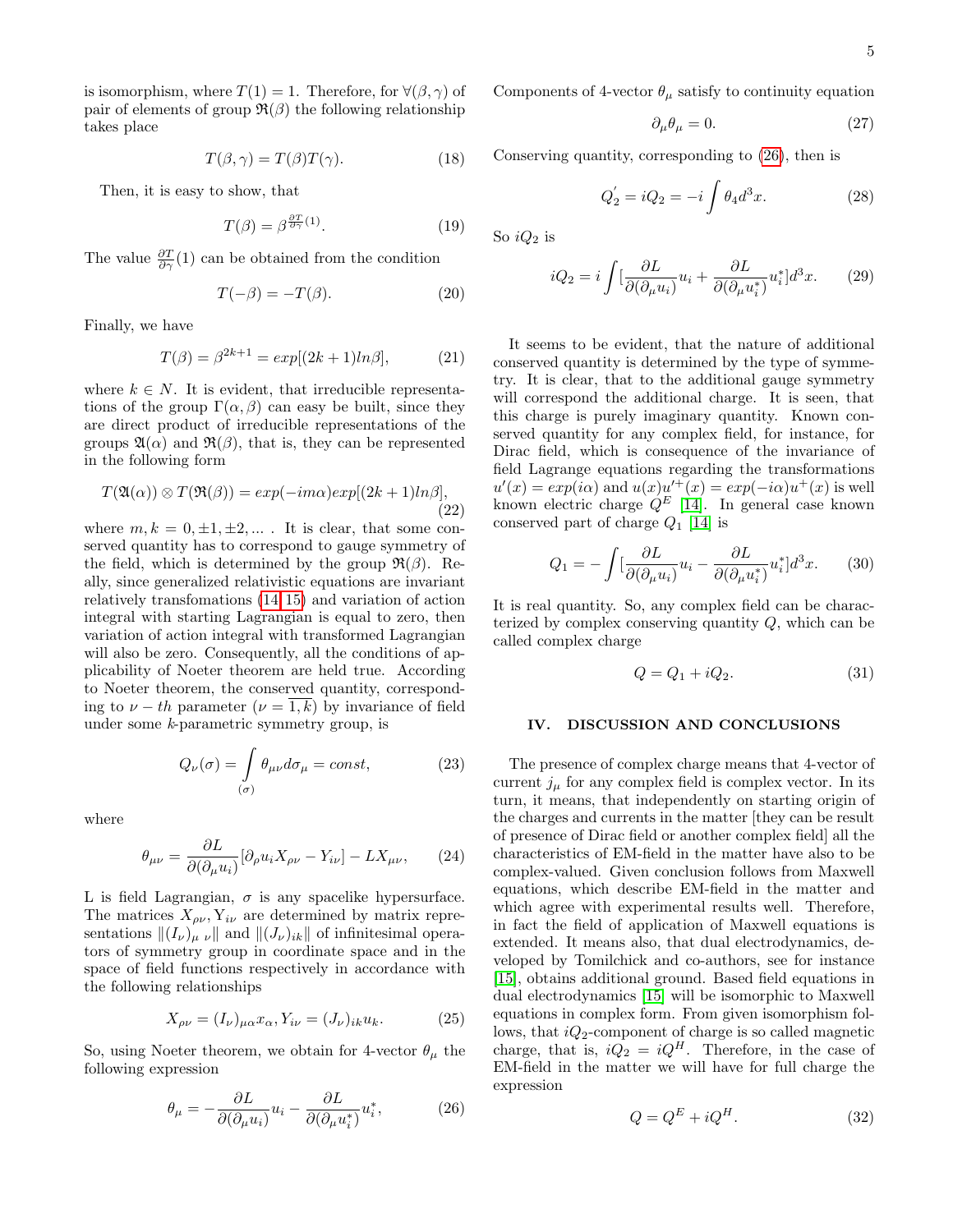is isomorphism, where $T(1) = 1$. Therefore, for $\forall(\beta, \gamma)$ of pair of elements of group $\mathfrak{R}(\beta)$ the following relationship takes place

$$T(\beta, \gamma) = T(\beta)T(\gamma). \tag{18}$$

Then, it is easy to show, that

$$T(\beta) = \beta^{\frac{\partial T}{\partial \gamma}(1)}. \tag{19}$$

The value $\frac{\partial T}{\partial \gamma}(1)$ can be obtained from the condition

$$T(-\beta) = -T(\beta). \tag{20}$$

Finally, we have

$$T(\beta) = \beta^{2k+1} = exp[(2k+1)ln\beta], \tag{21}$$

where $k \in N$. It is evident, that irreducible representations of the group $\Gamma(\alpha, \beta)$ can easy be built, since they are direct product of irreducible representations of the groups $\mathfrak{A}(\alpha)$ and $\mathfrak{R}(\beta)$, that is, they can be represented in the following form

$$T(\mathfrak{A}(\alpha)) \otimes T(\mathfrak{R}(\beta)) = exp(-im\alpha)exp[(2k+1)ln\beta], \tag{22}$$

where $m, k = 0, \pm 1, \pm 2, ...$ . It is clear, that some conserved quantity has to correspond to gauge symmetry of the field, which is determined by the group $\mathfrak{R}(\beta)$. Really, since generalized relativistic equations are invariant relatively transfomations [14,15] and variation of action integral with starting Lagrangian is equal to zero, then variation of action integral with transformed Lagrangian will also be zero. Consequently, all the conditions of applicability of Noeter theorem are held true. According to Noeter theorem, the conserved quantity, corresponding to $\nu - th$ parameter ($\nu = \overline{1, k}$) by invariance of field under some $k$-parametric symmetry group, is

$$Q_\nu(\sigma) = \int\limits_{(\sigma)} \theta_{\mu\nu} d\sigma_\mu = const, \tag{23}$$

where

$$\theta_{\mu\nu} = \frac{\partial L}{\partial(\partial_\mu u_i)}[\partial_\rho u_i X_{\rho\nu} - Y_{i\nu}] - LX_{\mu\nu}, \tag{24}$$

L is field Lagrangian, $\sigma$ is any spacelike hypersurface. The matrices $X_{\rho\nu}$, $Y_{i\nu}$ are determined by matrix representations $\|(I_\nu)_{\mu\ \nu}\|$ and $\|(J_\nu)_{ik}\|$ of infinitesimal operators of symmetry group in coordinate space and in the space of field functions respectively in accordance with the following relationships

$$X_{\rho\nu} = (I_\nu)_{\mu\alpha} x_\alpha, Y_{i\nu} = (J_\nu)_{ik} u_k. \tag{25}$$

So, using Noeter theorem, we obtain for 4-vector $\theta_\mu$ the following expression

$$\theta_\mu = -\frac{\partial L}{\partial(\partial_\mu u_i)} u_i - \frac{\partial L}{\partial(\partial_\mu u_i^*)} u_i^*, \tag{26}$$

Components of 4-vector $\theta_\mu$ satisfy to continuity equation

$$\partial_\mu \theta_\mu = 0. \tag{27}$$

Conserving quantity, corresponding to (26), then is

$$Q_2^{'} = iQ_2 = -i \int \theta_4 d^3x. \tag{28}$$

So $iQ_2$ is

$$iQ_2 = i \int [\frac{\partial L}{\partial(\partial_\mu u_i)} u_i + \frac{\partial L}{\partial(\partial_\mu u_i^*)} u_i^*] d^3x. \tag{29}$$

It seems to be evident, that the nature of additional conserved quantity is determined by the type of symmetry. It is clear, that to the additional gauge symmetry will correspond the additional charge. It is seen, that this charge is purely imaginary quantity. Known conserved quantity for any complex field, for instance, for Dirac field, which is consequence of the invariance of field Lagrange equations regarding the transformations $u'(x) = exp(i\alpha)u'^{+}(x) = exp(-i\alpha)u^{+}(x)$ and $u(x)u'^{+}(x) = exp(-i\alpha)u^{+}(x)$ is well known electric charge $Q^E$ [14]. In general case known conserved part of charge $Q_1$ [14] is

$$Q_1 = -\int [\frac{\partial L}{\partial(\partial_\mu u_i)} u_i - \frac{\partial L}{\partial(\partial_\mu u_i^*)} u_i^*] d^3x. \tag{30}$$

It is real quantity. So, any complex field can be characterized by complex conserving quantity $Q$, which can be called complex charge

$$Q = Q_1 + iQ_2. \tag{31}$$

## IV. DISCUSSION AND CONCLUSIONS

The presence of complex charge means that 4-vector of current $j_\mu$ for any complex field is complex vector. In its turn, it means, that independently on starting origin of the charges and currents in the matter [they can be result of presence of Dirac field or another complex field] all the characteristics of EM-field in the matter have also to be complex-valued. Given conclusion follows from Maxwell equations, which describe EM-field in the matter and which agree with experimental results well. Therefore, in fact the field of application of Maxwell equations is extended. It means also, that dual electrodynamics, developed by Tomilchick and co-authors, see for instance [15], obtains additional ground. Based field equations in dual electrodynamics [15] will be isomorphic to Maxwell equations in complex form. From given isomorphism follows, that $iQ_2$-component of charge is so called magnetic charge, that is, $iQ_2 = iQ^H$. Therefore, in the case of EM-field in the matter we will have for full charge the expression

$$Q = Q^E + iQ^H. \tag{32}$$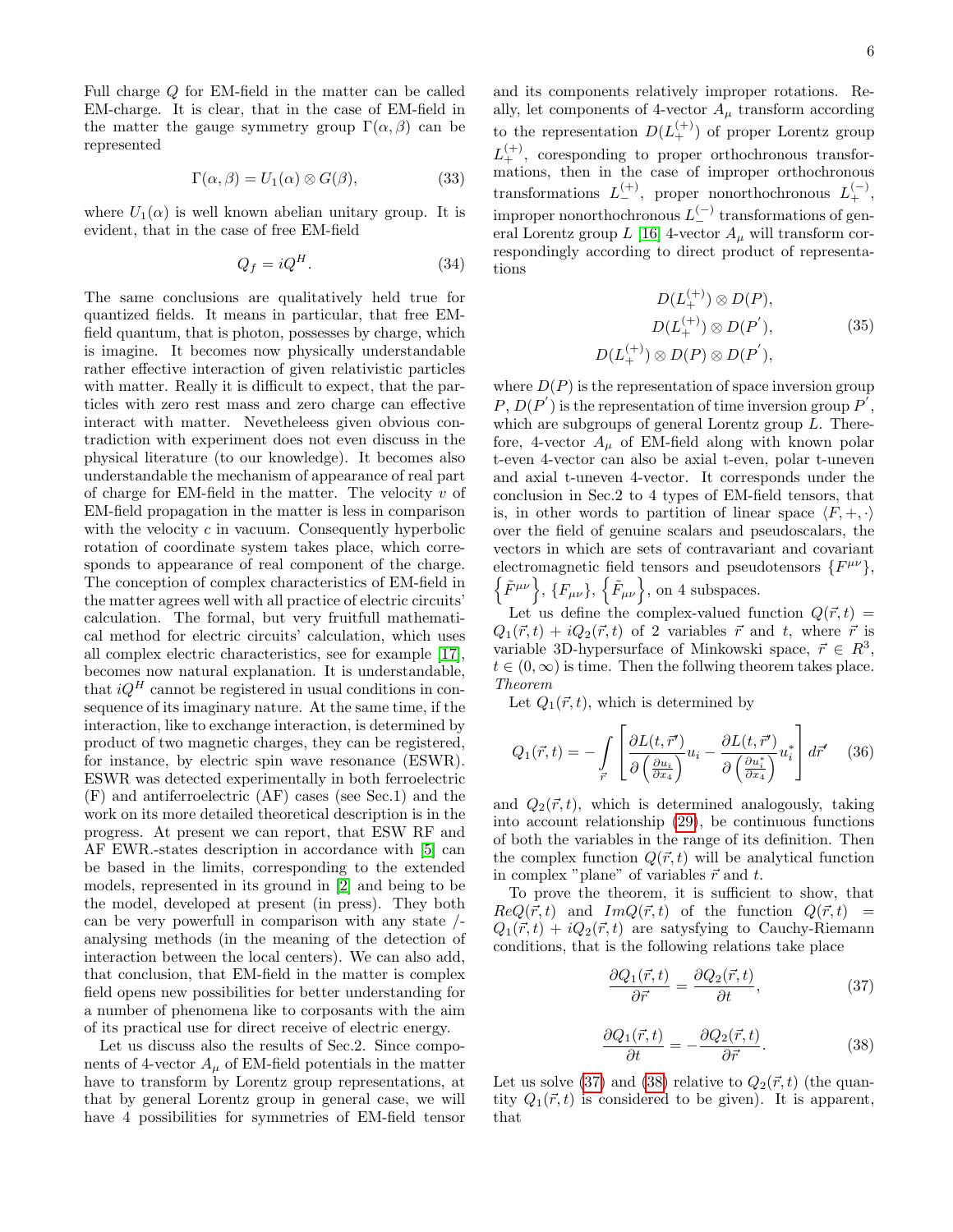Full charge $Q$ for EM-field in the matter can be called EM-charge. It is clear, that in the case of EM-field in the matter the gauge symmetry group $\Gamma(\alpha, \beta)$ can be represented

$$\Gamma(\alpha, \beta) = U_1(\alpha) \otimes G(\beta), \tag{33}$$

where $U_1(\alpha)$ is well known abelian unitary group. It is evident, that in the case of free EM-field

$$Q_f = iQ^H. \tag{34}$$

The same conclusions are qualitatively held true for quantized fields. It means in particular, that free EM-field quantum, that is photon, possesses by charge, which is imagine. It becomes now physically understandable rather effective interaction of given relativistic particles with matter. Really it is difficult to expect, that the particles with zero rest mass and zero charge can effective interact with matter. Nevetheleess given obvious contradiction with experiment does not even discuss in the physical literature (to our knowledge). It becomes also understandable the mechanism of appearance of real part of charge for EM-field in the matter. The velocity $v$ of EM-field propagation in the matter is less in comparison with the velocity $c$ in vacuum. Consequently hyperbolic rotation of coordinate system takes place, which corresponds to appearance of real component of the charge. The conception of complex characteristics of EM-field in the matter agrees well with all practice of electric circuits' calculation. The formal, but very fruitfull mathematical method for electric circuits' calculation, which uses all complex electric characteristics, see for example [17], becomes now natural explanation. It is understandable, that $iQ^H$ cannot be registered in usual conditions in consequence of its imaginary nature. At the same time, if the interaction, like to exchange interaction, is determined by product of two magnetic charges, they can be registered, for instance, by electric spin wave resonance (ESWR). ESWR was detected experimentally in both ferroelectric (F) and antiferroelectric (AF) cases (see Sec.1) and the work on its more detailed theoretical description is in the progress. At present we can report, that ESW RF and AF EWR.-states description in accordance with [5] can be based in the limits, corresponding to the extended models, represented in its ground in [2] and being to be the model, developed at present (in press). They both can be very powerfull in comparison with any state /-analysing methods (in the meaning of the detection of interaction between the local centers). We can also add, that conclusion, that EM-field in the matter is complex field opens new possibilities for better understanding for a number of phenomena like to corposants with the aim of its practical use for direct receive of electric energy.

Let us discuss also the results of Sec.2. Since components of 4-vector $A_\mu$ of EM-field potentials in the matter have to transform by Lorentz group representations, at that by general Lorentz group in general case, we will have 4 possibilities for symmetries of EM-field tensor and its components relatively improper rotations. Really, let components of 4-vector $A_\mu$ transform according to the representation $D(L_+^{(+)})$ of proper Lorentz group $L_+^{(+)}$, coresponding to proper orthochronous transformations, then in the case of improper orthochronous transformations $L_-^{(+)}$, proper nonorthochronous $L_+^{(-)}$, improper nonorthochronous $L_-^{(-)}$ transformations of general Lorentz group $L$ [16] 4-vector $A_\mu$ will transform correspondingly according to direct product of representations

$$
\begin{gathered}
D(L_+^{(+)}) \otimes D(P), \\
D(L_+^{(+)}) \otimes D(P'), \\
D(L_+^{(+)}) \otimes D(P) \otimes D(P'),
\end{gathered}
\tag{35}
$$

where $D(P)$ is the representation of space inversion group $P$, $D(P')$ is the representation of time inversion group $P'$, which are subgroups of general Lorentz group $L$. Therefore, 4-vector $A_\mu$ of EM-field along with known polar t-even 4-vector can also be axial t-even, polar t-uneven and axial t-uneven 4-vector. It corresponds under the conclusion in Sec.2 to 4 types of EM-field tensors, that is, in other words to partition of linear space $\langle F, +, \cdot \rangle$ over the field of genuine scalars and pseudoscalars, the vectors in which are sets of contravariant and covariant electromagnetic field tensors and pseudotensors $\{F^{\mu\nu}\}$, $\left\{\tilde{F}^{\mu\nu}\right\}$, $\{F_{\mu\nu}\}$, $\left\{\tilde{F}_{\mu\nu}\right\}$, on 4 subspaces.

Let us define the complex-valued function $Q(\vec{r}, t) = Q_1(\vec{r}, t) + iQ_2(\vec{r}, t)$ of 2 variables $\vec{r}$ and $t$, where $\vec{r}$ is variable 3D-hypersurface of Minkowski space, $\vec{r} \in R^3$, $t \in (0, \infty)$ is time. Then the follwing theorem takes place.

*Theorem*

Let $Q_1(\vec{r}, t)$, which is determined by

$$Q_1(\vec{r}, t) = -\int\limits_{\vec{r}} \left[ \frac{\partial L(t, \vec{r}')}{\partial \left(\frac{\partial u_i}{\partial x_4}\right)} u_i - \frac{\partial L(t, \vec{r}')}{\partial \left(\frac{\partial u_i^*}{\partial x_4}\right)} u_i^* \right] d\vec{r}' \tag{36}$$

and $Q_2(\vec{r}, t)$, which is determined analogously, taking into account relationship (29), be continuous functions of both the variables in the range of its definition. Then the complex function $Q(\vec{r}, t)$ will be analytical function in complex "plane" of variables $\vec{r}$ and $t$.

To prove the theorem, it is sufficient to show, that $Re Q(\vec{r}, t)$ and $Im Q(\vec{r}, t)$ of the function $Q(\vec{r}, t) = Q_1(\vec{r}, t) + iQ_2(\vec{r}, t)$ are satysfying to Cauchy-Riemann conditions, that is the following relations take place

$$\frac{\partial Q_1(\vec{r}, t)}{\partial \vec{r}} = \frac{\partial Q_2(\vec{r}, t)}{\partial t}, \tag{37}$$

$$\frac{\partial Q_1(\vec{r}, t)}{\partial t} = -\frac{\partial Q_2(\vec{r}, t)}{\partial \vec{r}}. \tag{38}$$

Let us solve (37) and (38) relative to $Q_2(\vec{r}, t)$ (the quantity $Q_1(\vec{r}, t)$ is considered to be given). It is apparent, that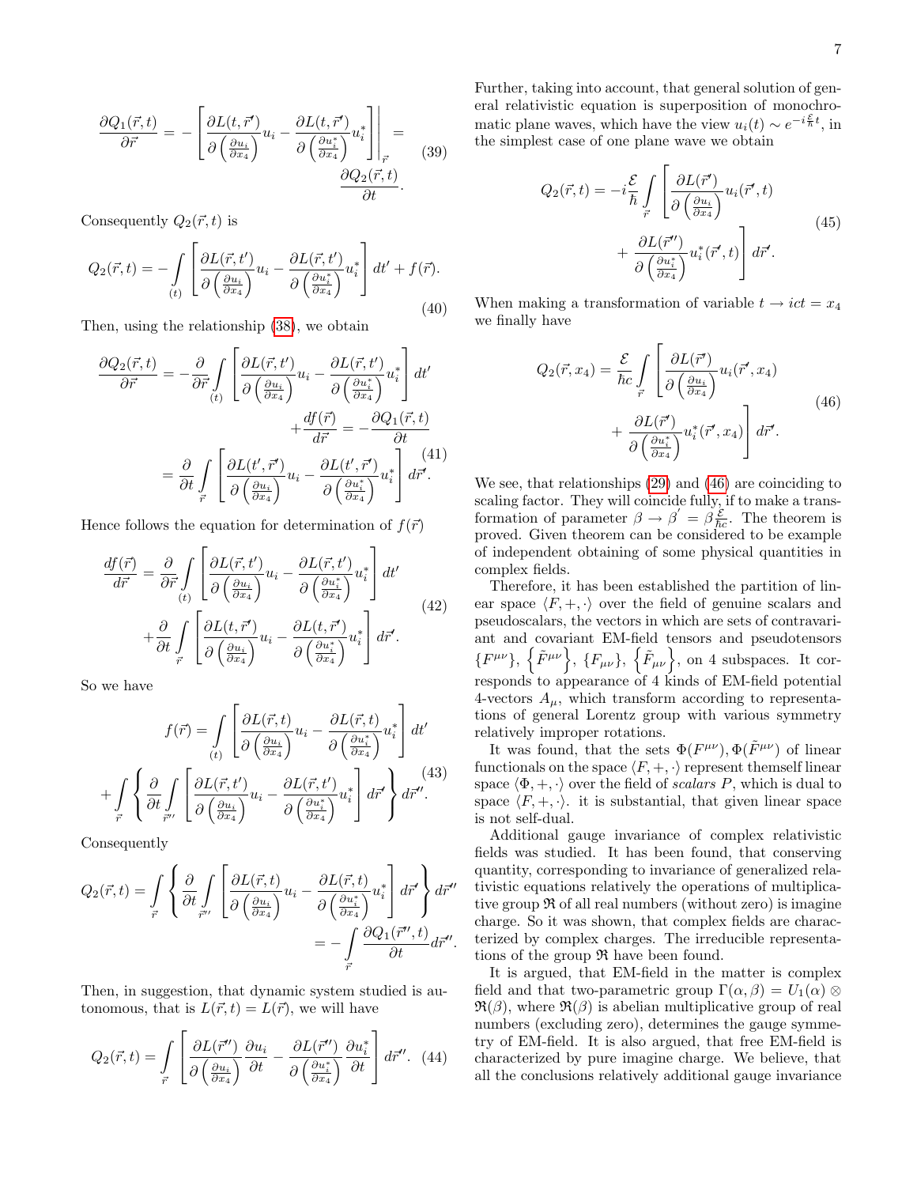$$\frac{\partial Q_1(\vec{r},t)}{\partial \vec{r}} = -\left[\frac{\partial L(t,\vec{r}')}{\partial\left(\frac{\partial u_i}{\partial x_4}\right)}u_i - \frac{\partial L(t,\vec{r}')}{\partial\left(\frac{\partial u_i^*}{\partial x_4}\right)}u_i^*\right]\Bigg|_{\vec{r}} = \frac{\partial Q_2(\vec{r},t)}{\partial t}. \quad (39)$$

Consequently $Q_2(\vec{r},t)$ is

$$Q_2(\vec{r},t) = -\int\limits_{(t)}\left[\frac{\partial L(\vec{r},t')}{\partial\left(\frac{\partial u_i}{\partial x_4}\right)}u_i - \frac{\partial L(\vec{r},t')}{\partial\left(\frac{\partial u_i^*}{\partial x_4}\right)}u_i^*\right]dt' + f(\vec{r}). \quad (40)$$

Then, using the relationship (38), we obtain

$$\begin{aligned}\frac{\partial Q_2(\vec{r},t)}{\partial \vec{r}} &= -\frac{\partial}{\partial \vec{r}}\int\limits_{(t)}\left[\frac{\partial L(\vec{r},t')}{\partial\left(\frac{\partial u_i}{\partial x_4}\right)}u_i - \frac{\partial L(\vec{r},t')}{\partial\left(\frac{\partial u_i^*}{\partial x_4}\right)}u_i^*\right]dt' \\ &+\frac{df(\vec{r})}{d\vec{r}} = -\frac{\partial Q_1(\vec{r},t)}{\partial t} \\ &= \frac{\partial}{\partial t}\int\limits_{\vec{r}}\left[\frac{\partial L(t',\vec{r}')}{\partial\left(\frac{\partial u_i}{\partial x_4}\right)}u_i - \frac{\partial L(t',\vec{r}')}{\partial\left(\frac{\partial u_i^*}{\partial x_4}\right)}u_i^*\right]d\vec{r}'.\end{aligned} \quad (41)$$

Hence follows the equation for determination of $f(\vec{r})$

$$\begin{aligned}\frac{df(\vec{r})}{d\vec{r}} &= \frac{\partial}{\partial \vec{r}}\int\limits_{(t)}\left[\frac{\partial L(\vec{r},t')}{\partial\left(\frac{\partial u_i}{\partial x_4}\right)}u_i - \frac{\partial L(\vec{r},t')}{\partial\left(\frac{\partial u_i^*}{\partial x_4}\right)}u_i^*\right]dt' \\ &+\frac{\partial}{\partial t}\int\limits_{\vec{r}}\left[\frac{\partial L(t,\vec{r}')}{\partial\left(\frac{\partial u_i}{\partial x_4}\right)}u_i - \frac{\partial L(t,\vec{r}')}{\partial\left(\frac{\partial u_i^*}{\partial x_4}\right)}u_i^*\right]d\vec{r}'.\end{aligned} \quad (42)$$

So we have

$$\begin{aligned}f(\vec{r}) &= \int\limits_{(t)}\left[\frac{\partial L(\vec{r},t)}{\partial\left(\frac{\partial u_i}{\partial x_4}\right)}u_i - \frac{\partial L(\vec{r},t)}{\partial\left(\frac{\partial u_i^*}{\partial x_4}\right)}u_i^*\right]dt' \\ &+\int\limits_{\vec{r}}\left\{\frac{\partial}{\partial t}\int\limits_{\vec{r}''}\left[\frac{\partial L(\vec{r},t')}{\partial\left(\frac{\partial u_i}{\partial x_4}\right)}u_i - \frac{\partial L(\vec{r},t')}{\partial\left(\frac{\partial u_i^*}{\partial x_4}\right)}u_i^*\right]d\vec{r}'\right\}d\vec{r}''.\end{aligned} \quad (43)$$

Consequently

$$\begin{aligned}Q_2(\vec{r},t) &= \int\limits_{\vec{r}}\left\{\frac{\partial}{\partial t}\int\limits_{\vec{r}''}\left[\frac{\partial L(\vec{r},t)}{\partial\left(\frac{\partial u_i}{\partial x_4}\right)}u_i - \frac{\partial L(\vec{r},t)}{\partial\left(\frac{\partial u_i^*}{\partial x_4}\right)}u_i^*\right]d\vec{r}'\right\}d\vec{r}'' \\ &= -\int\limits_{\vec{r}}\frac{\partial Q_1(\vec{r}'',t)}{\partial t}d\vec{r}''.\end{aligned}$$

Then, in suggestion, that dynamic system studied is autonomous, that is $L(\vec{r},t) = L(\vec{r})$, we will have

$$Q_2(\vec{r},t) = \int\limits_{\vec{r}}\left[\frac{\partial L(\vec{r}'')}{\partial\left(\frac{\partial u_i}{\partial x_4}\right)}\frac{\partial u_i}{\partial t} - \frac{\partial L(\vec{r}'')}{\partial\left(\frac{\partial u_i^*}{\partial x_4}\right)}\frac{\partial u_i^*}{\partial t}\right]d\vec{r}''. \quad (44)$$

Further, taking into account, that general solution of general relativistic equation is superposition of monochromatic plane waves, which have the view $u_i(t) \sim e^{-i\frac{\mathcal{E}}{\hbar}t}$, in the simplest case of one plane wave we obtain

$$\begin{aligned}Q_2(\vec{r},t) = -i\frac{\mathcal{E}}{\hbar}\int\limits_{\vec{r}}&\left[\frac{\partial L(\vec{r}')}{\partial\left(\frac{\partial u_i}{\partial x_4}\right)}u_i(\vec{r}',t)\right. \\ &+\left.\frac{\partial L(\vec{r}'')}{\partial\left(\frac{\partial u_i^*}{\partial x_4}\right)}u_i^*(\vec{r}',t)\right]d\vec{r}'.\end{aligned} \quad (45)$$

When making a transformation of variable $t \to ict = x_4$ we finally have

$$\begin{aligned}Q_2(\vec{r},x_4) = \frac{\mathcal{E}}{\hbar c}\int\limits_{\vec{r}}&\left[\frac{\partial L(\vec{r}')}{\partial\left(\frac{\partial u_i}{\partial x_4}\right)}u_i(\vec{r}',x_4)\right. \\ &+\left.\frac{\partial L(\vec{r}')}{\partial\left(\frac{\partial u_i^*}{\partial x_4}\right)}u_i^*(\vec{r}',x_4)\right]d\vec{r}'.\end{aligned} \quad (46)$$

We see, that relationships (29) and (46) are coinciding to scaling factor. They will coincide fully, if to make a transformation of parameter $\beta \to \beta' = \beta\frac{\mathcal{E}}{\hbar c}$. The theorem is proved. Given theorem can be considered to be example of independent obtaining of some physical quantities in complex fields.

Therefore, it has been established the partition of linear space $\langle F,+,\cdot\rangle$ over the field of genuine scalars and pseudoscalars, the vectors in which are sets of contravariant and covariant EM-field tensors and pseudotensors $\{F^{\mu\nu}\}$, $\{\tilde{F}^{\mu\nu}\}$, $\{F_{\mu\nu}\}$, $\{\tilde{F}_{\mu\nu}\}$, on 4 subspaces. It corresponds to appearance of 4 kinds of EM-field potential 4-vectors $A_\mu$, which transform according to representations of general Lorentz group with various symmetry relatively improper rotations.

It was found, that the sets $\Phi(F^{\mu\nu}), \Phi(\tilde{F}^{\mu\nu})$ of linear functionals on the space $\langle F,+,\cdot\rangle$ represent themself linear space $\langle\Phi,+,\cdot\rangle$ over the field of *scalars* $P$, which is dual to space $\langle F,+,\cdot\rangle$. it is substantial, that given linear space is not self-dual.

Additional gauge invariance of complex relativistic fields was studied. It has been found, that conserving quantity, corresponding to invariance of generalized relativistic equations relatively the operations of multiplicative group $\mathfrak{R}$ of all real numbers (without zero) is imagine charge. So it was shown, that complex fields are characterized by complex charges. The irreducible representations of the group $\mathfrak{R}$ have been found.

It is argued, that EM-field in the matter is complex field and that two-parametric group $\Gamma(\alpha,\beta) = U_1(\alpha)\otimes\mathfrak{R}(\beta)$, where $\mathfrak{R}(\beta)$ is abelian multiplicative group of real numbers (excluding zero), determines the gauge symmetry of EM-field. It is also argued, that free EM-field is characterized by pure imagine charge. We believe, that all the conclusions relatively additional gauge invariance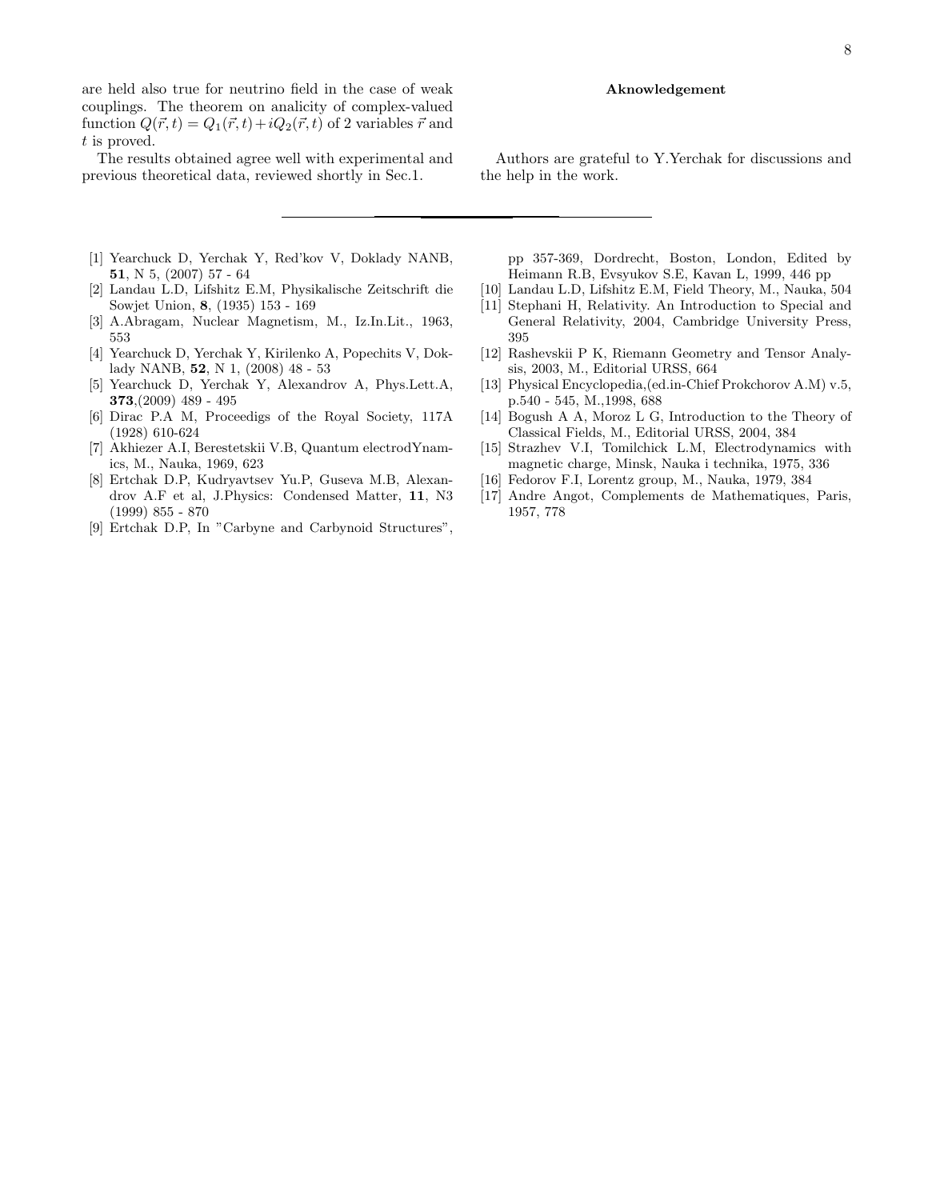are held also true for neutrino field in the case of weak couplings. The theorem on analicity of complex-valued function $Q(\vec{r},t) = Q_1(\vec{r},t) + iQ_2(\vec{r},t)$ of 2 variables $\vec{r}$ and $t$ is proved.

The results obtained agree well with experimental and previous theoretical data, reviewed shortly in Sec.1.

**Aknowledgement**

Authors are grateful to Y.Yerchak for discussions and the help in the work.

---

[1] Yearchuck D, Yerchak Y, Red'kov V, Doklady NANB, **51**, N 5, (2007) 57 - 64

[2] Landau L.D, Lifshitz E.M, Physikalische Zeitschrift die Sowjet Union, **8**, (1935) 153 - 169

[3] A.Abragam, Nuclear Magnetism, M., Iz.In.Lit., 1963, 553

[4] Yearchuck D, Yerchak Y, Kirilenko A, Popechits V, Doklady NANB, **52**, N 1, (2008) 48 - 53

[5] Yearchuck D, Yerchak Y, Alexandrov A, Phys.Lett.A, **373**,(2009) 489 - 495

[6] Dirac P.A M, Proceedigs of the Royal Society, 117A (1928) 610-624

[7] Akhiezer A.I, Berestetskii V.B, Quantum electrodYnamics, M., Nauka, 1969, 623

[8] Ertchak D.P, Kudryavtsev Yu.P, Guseva M.B, Alexandrov A.F et al, J.Physics: Condensed Matter, **11**, N3 (1999) 855 - 870

[9] Ertchak D.P, In "Carbyne and Carbynoid Structures", pp 357-369, Dordrecht, Boston, London, Edited by Heimann R.B, Evsyukov S.E, Kavan L, 1999, 446 pp

[10] Landau L.D, Lifshitz E.M, Field Theory, M., Nauka, 504

[11] Stephani H, Relativity. An Introduction to Special and General Relativity, 2004, Cambridge University Press, 395

[12] Rashevskii P K, Riemann Geometry and Tensor Analysis, 2003, M., Editorial URSS, 664

[13] Physical Encyclopedia,(ed.in-Chief Prokchorov A.M) v.5, p.540 - 545, M.,1998, 688

[14] Bogush A A, Moroz L G, Introduction to the Theory of Classical Fields, M., Editorial URSS, 2004, 384

[15] Strazhev V.I, Tomilchick L.M, Electrodynamics with magnetic charge, Minsk, Nauka i technika, 1975, 336

[16] Fedorov F.I, Lorentz group, M., Nauka, 1979, 384

[17] Andre Angot, Complements de Mathematiques, Paris, 1957, 778